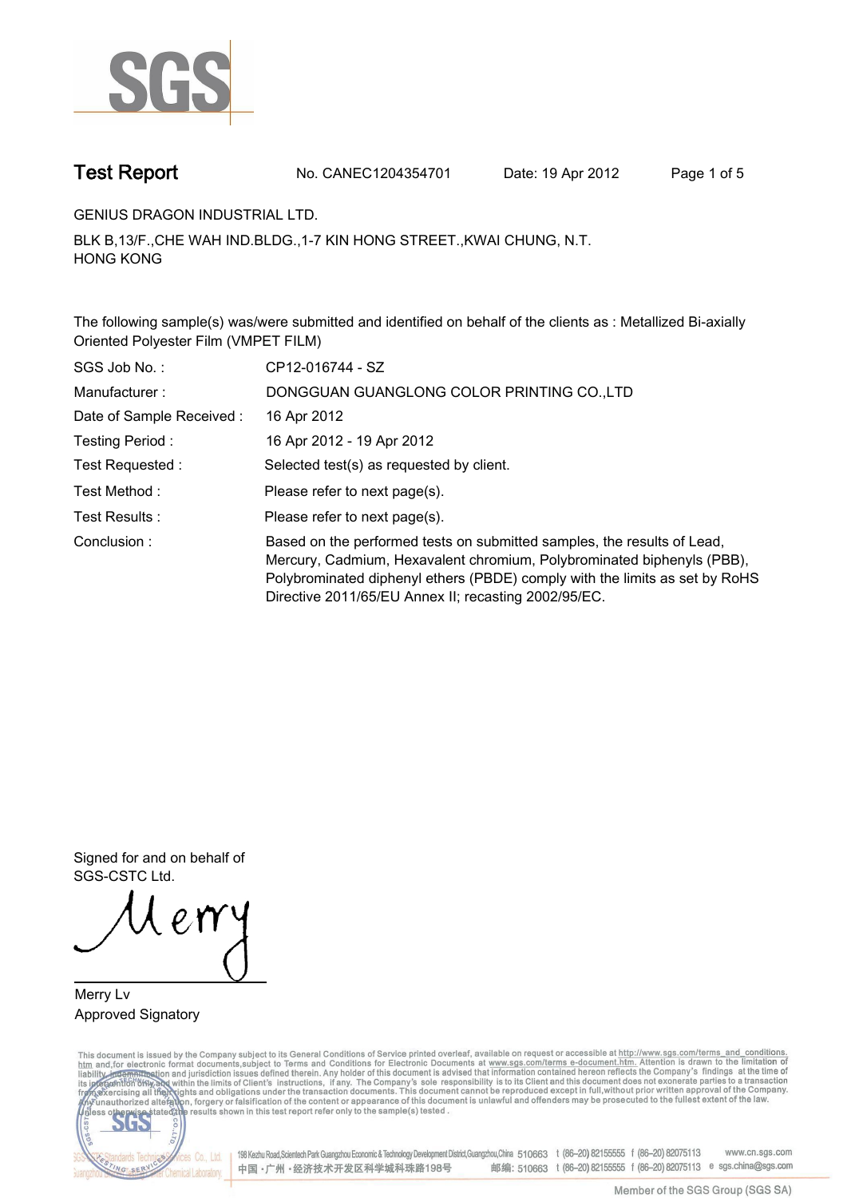# Test Report

No. CANEC1204354701 Date: 19 Apr 2012

GENIUS DRAGON INDUSTRIAL LTD.

BLK B,13/F.,CHE WAH IND.BLDG.,1-7 KIN HONG STREET.,KWAI CHUNG, N.T.
HONG KONG

The following sample(s) was/were submitted and identified on behalf of the clients as : Metallized Bi-axially Oriented Polyester Film (VMPET FILM)

| | |
|---|---|
| SGS Job No. : | CP12-016744 - SZ |
| Manufacturer : | DONGGUAN GUANGLONG COLOR PRINTING CO.,LTD |
| Date of Sample Received : | 16 Apr 2012 |
| Testing Period : | 16 Apr 2012 - 19 Apr 2012 |
| Test Requested : | Selected test(s) as requested by client. |
| Test Method : | Please refer to next page(s). |
| Test Results : | Please refer to next page(s). |
| Conclusion : | Based on the performed tests on submitted samples, the results of Lead, Mercury, Cadmium, Hexavalent chromium, Polybrominated biphenyls (PBB), Polybrominated diphenyl ethers (PBDE) comply with the limits as set by RoHS Directive 2011/65/EU Annex II; recasting 2002/95/EC. |

Signed for and on behalf of
SGS-CSTC Ltd.

Merry Lv
Approved Signatory

This document is issued by the Company subject to its General Conditions of Service printed overleaf, available on request or accessible at http://www.sgs.com/terms_and_conditions.htm and,for electronic format documents,subject to Terms and Conditions for Electronic Documents at www.sgs.com/terms_e-document.htm. Attention is drawn to the limitation of liability, indemnification and jurisdiction issues defined therein. Any holder of this document is advised that information contained hereon reflects the Company's findings at the time of its intervention only and within the limits of Client's instructions, if any. The Company's sole responsibility is to its Client and this document does not exonerate parties to a transaction from exercising all their rights and obligations under the transaction documents. This document cannot be reproduced except in full,without prior written approval of the Company. Any unauthorized alteration, forgery or falsification of the content or appearance of this document is unlawful and offenders may be prosecuted to the fullest extent of the law. Unless otherwise stated the results shown in this test report refer only to the sample(s) tested .

198 Kezhu Road,Scientech Park Guangzhou Economic & Technology Development District,Guangzhou,China 510663 t (86-20) 82155555 f (86-20) 82075113 www.cn.sgs.com
中国・广州・经济技术开发区科学城科珠路198号 邮编: 510663 t (86-20) 82155555 f (86-20) 82075113 e sgs.china@sgs.com

Member of the SGS Group (SGS SA)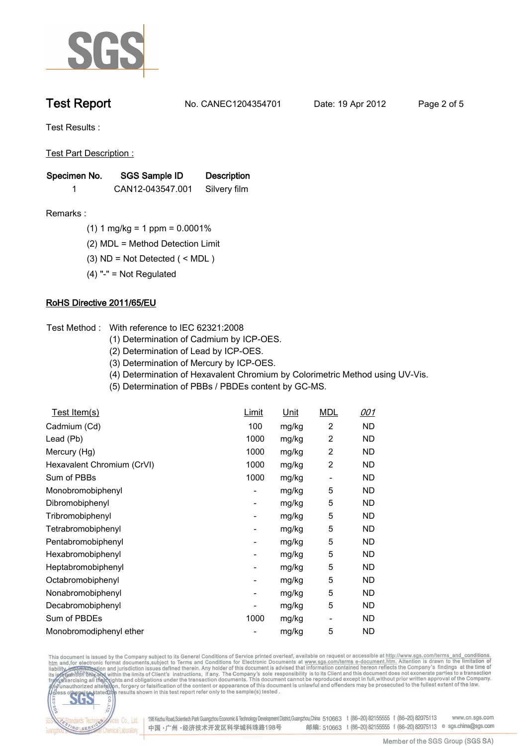# Test Report

No. CANEC1204354701    Date: 19 Apr 2012

Test Results :

Test Part Description :

| Specimen No. | SGS Sample ID | Description |
|---|---|---|
| 1 | CAN12-043547.001 | Silvery film |

Remarks :

(1) 1 mg/kg = 1 ppm = 0.0001%

(2) MDL = Method Detection Limit

(3) ND = Not Detected ( < MDL )

(4) "-" = Not Regulated

## RoHS Directive 2011/65/EU

Test Method : With reference to IEC 62321:2008

(1) Determination of Cadmium by ICP-OES.

(2) Determination of Lead by ICP-OES.

(3) Determination of Mercury by ICP-OES.

(4) Determination of Hexavalent Chromium by Colorimetric Method using UV-Vis.

(5) Determination of PBBs / PBDEs content by GC-MS.

| Test Item(s) | Limit | Unit | MDL | 001 |
|---|---|---|---|---|
| Cadmium (Cd) | 100 | mg/kg | 2 | ND |
| Lead (Pb) | 1000 | mg/kg | 2 | ND |
| Mercury (Hg) | 1000 | mg/kg | 2 | ND |
| Hexavalent Chromium (CrVI) | 1000 | mg/kg | 2 | ND |
| Sum of PBBs | 1000 | mg/kg | - | ND |
| Monobromobiphenyl | - | mg/kg | 5 | ND |
| Dibromobiphenyl | - | mg/kg | 5 | ND |
| Tribromobiphenyl | - | mg/kg | 5 | ND |
| Tetrabromobiphenyl | - | mg/kg | 5 | ND |
| Pentabromobiphenyl | - | mg/kg | 5 | ND |
| Hexabromobiphenyl | - | mg/kg | 5 | ND |
| Heptabromobiphenyl | - | mg/kg | 5 | ND |
| Octabromobiphenyl | - | mg/kg | 5 | ND |
| Nonabromobiphenyl | - | mg/kg | 5 | ND |
| Decabromobiphenyl | - | mg/kg | 5 | ND |
| Sum of PBDEs | 1000 | mg/kg | - | ND |
| Monobromodiphenyl ether | - | mg/kg | 5 | ND |

This document is issued by the Company subject to its General Conditions of Service printed overleaf, available on request or accessible at http://www.sgs.com/terms_and_conditions.htm and,for electronic format documents,subject to Terms and Conditions for Electronic Documents at www.sgs.com/terms_e-document.htm. Attention is drawn to the limitation of liability, indemnification and jurisdiction issues defined therein. Any holder of this document is advised that information contained hereon reflects the Company's findings at the time of its intervention only and within the limits of Client's instructions, if any. The Company's sole responsibility is to its Client and this document does not exonerate parties to a transaction from exercising all their rights and obligations under the transaction documents. This document cannot be reproduced except in full,without prior written approval of the Company. Any unauthorized alteration, forgery or falsification of the content or appearance of this document is unlawful and offenders may be prosecuted to the fullest extent of the law. Unless otherwise stated the results shown in this test report refer only to the sample(s) tested .

198 Kezhu Road,Scientech Park Guangzhou Economic & Technology Development District,Guangzhou,China 510663 t (86-20) 82155555 f (86-20) 82075113 www.cn.sgs.com

中国·广州·经济技术开发区科学城科珠路198号 邮编: 510663 t (86-20) 82155555 f (86-20) 82075113 e sgs.china@sgs.com

Member of the SGS Group (SGS SA)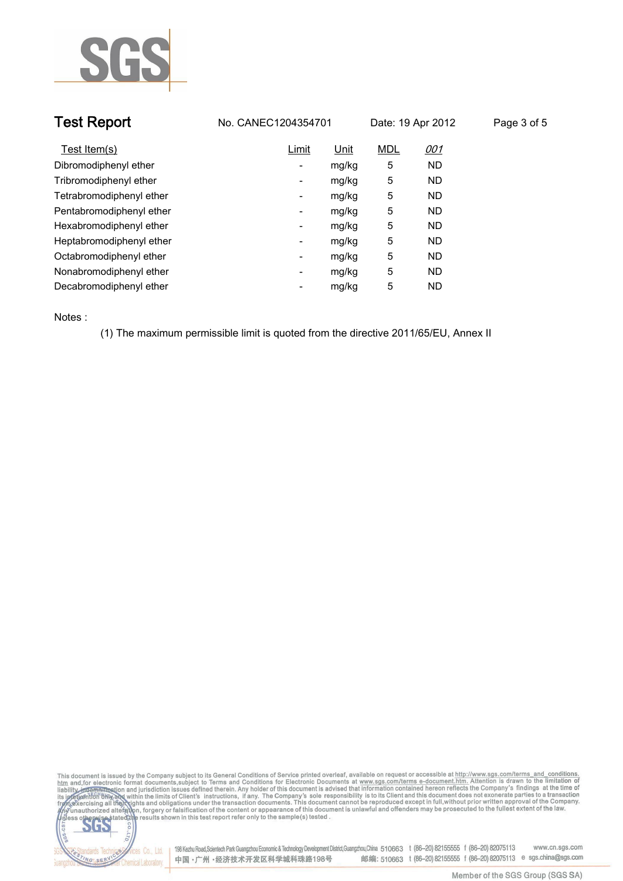| Test Item(s) | Limit | Unit | MDL | 001 |
|---|---|---|---|---|
| Dibromodiphenyl ether | - | mg/kg | 5 | ND |
| Tribromodiphenyl ether | - | mg/kg | 5 | ND |
| Tetrabromodiphenyl ether | - | mg/kg | 5 | ND |
| Pentabromodiphenyl ether | - | mg/kg | 5 | ND |
| Hexabromodiphenyl ether | - | mg/kg | 5 | ND |
| Heptabromodiphenyl ether | - | mg/kg | 5 | ND |
| Octabromodiphenyl ether | - | mg/kg | 5 | ND |
| Nonabromodiphenyl ether | - | mg/kg | 5 | ND |
| Decabromodiphenyl ether | - | mg/kg | 5 | ND |

Notes :

(1) The maximum permissible limit is quoted from the directive 2011/65/EU, Annex II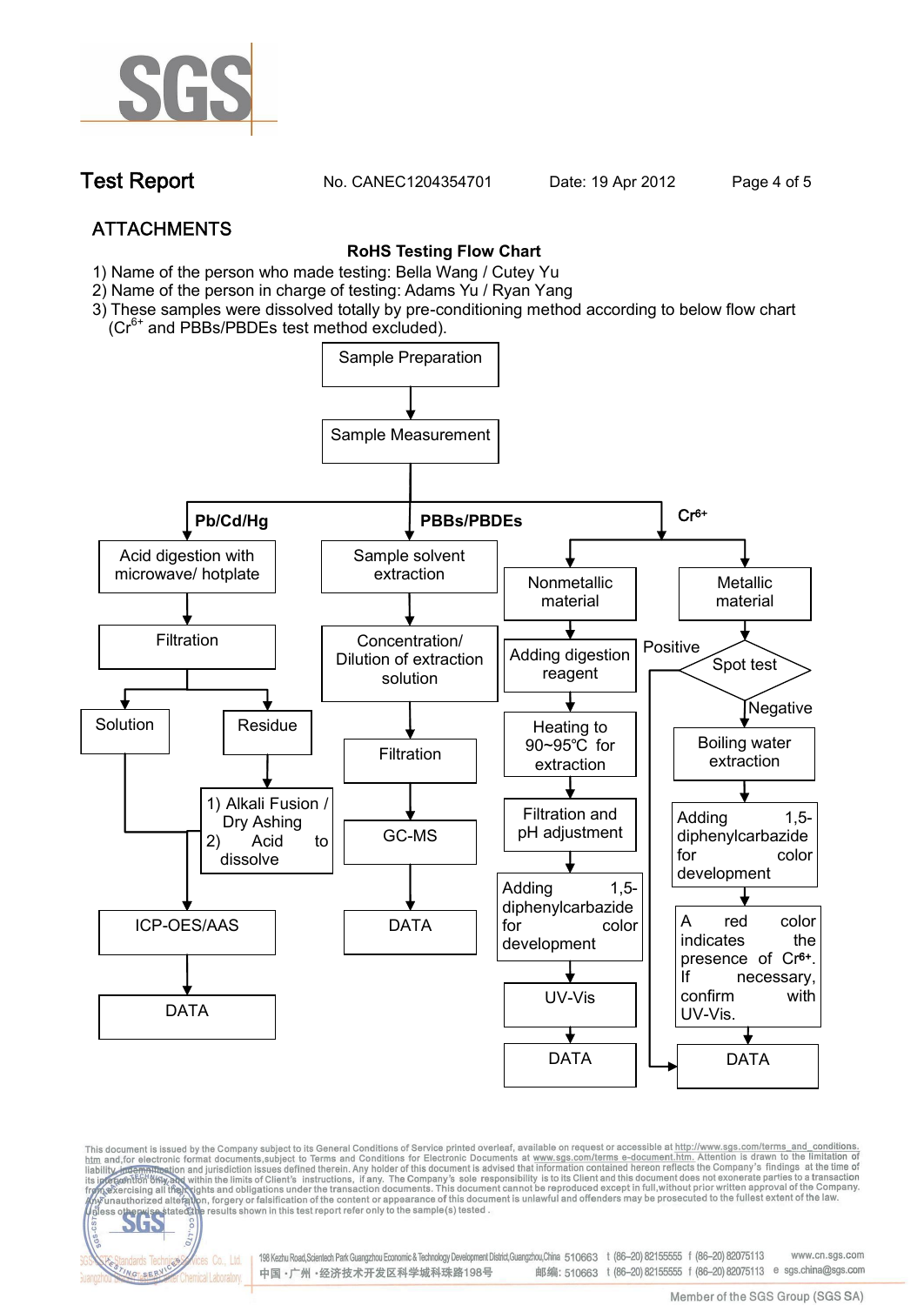## ATTACHMENTS

**RoHS Testing Flow Chart**

1) Name of the person who made testing: Bella Wang / Cutey Yu
2) Name of the person in charge of testing: Adams Yu / Ryan Yang
3) These samples were dissolved totally by pre-conditioning method according to below flow chart ($Cr^{6+}$ and PBBs/PBDEs test method excluded).

Sample Preparation → Sample Measurement

**Pb/Cd/Hg**

- Acid digestion with microwave/ hotplate
- Filtration
  - Solution → ICP-OES/AAS
  - Residue → 1) Alkali Fusion / Dry Ashing 2) Acid to dissolve → ICP-OES/AAS
- ICP-OES/AAS
- DATA

**PBBs/PBDEs**

- Sample solvent extraction
- Concentration/ Dilution of extraction solution
- Filtration
- GC-MS
- DATA

**$Cr^{6+}$**

Nonmetallic material:

- Adding digestion reagent
- Heating to 90~95℃ for extraction
- Filtration and pH adjustment
- Adding 1,5-diphenylcarbazide for color development
- UV-Vis
- DATA

Metallic material:

- Spot test
  - Positive → DATA
  - Negative → Boiling water extraction
- Adding 1,5-diphenylcarbazide for color development
- A red color indicates the presence of $Cr^{6+}$. If necessary, confirm with UV-Vis.
- DATA

This document is issued by the Company subject to its General Conditions of Service printed overleaf, available on request or accessible at http://www.sgs.com/terms_and_conditions.htm and, for electronic format documents, subject to Terms and Conditions for Electronic Documents at www.sgs.com/terms_e-document.htm. Attention is drawn to the limitation of liability, indemnification and jurisdiction issues defined therein. Any holder of this document is advised that information contained hereon reflects the Company's findings at the time of its intervention only and within the limits of Client's instructions, if any. The Company's sole responsibility is to its Client and this document does not exonerate parties to a transaction from exercising all their rights and obligations under the transaction documents. This document cannot be reproduced except in full, without prior written approval of the Company. Any unauthorized alteration, forgery or falsification of the content or appearance of this document is unlawful and offenders may be prosecuted to the fullest extent of the law. Unless otherwise stated the results shown in this test report refer only to the sample(s) tested.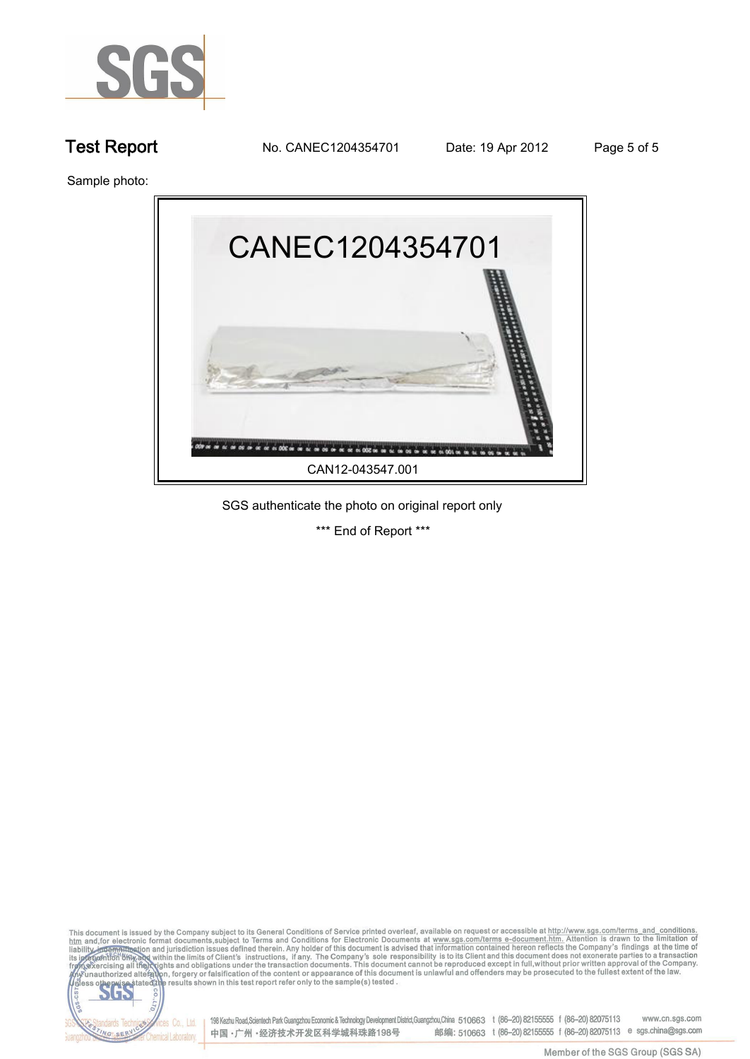Sample photo:

CANEC1204354701

CAN12-043547.001

SGS authenticate the photo on original report only

\*\*\* End of Report \*\*\*

Sample photo:

CANEC1204354701

CAN12-043547.001

SGS authenticate the photo on original report only

*** End of Report ***